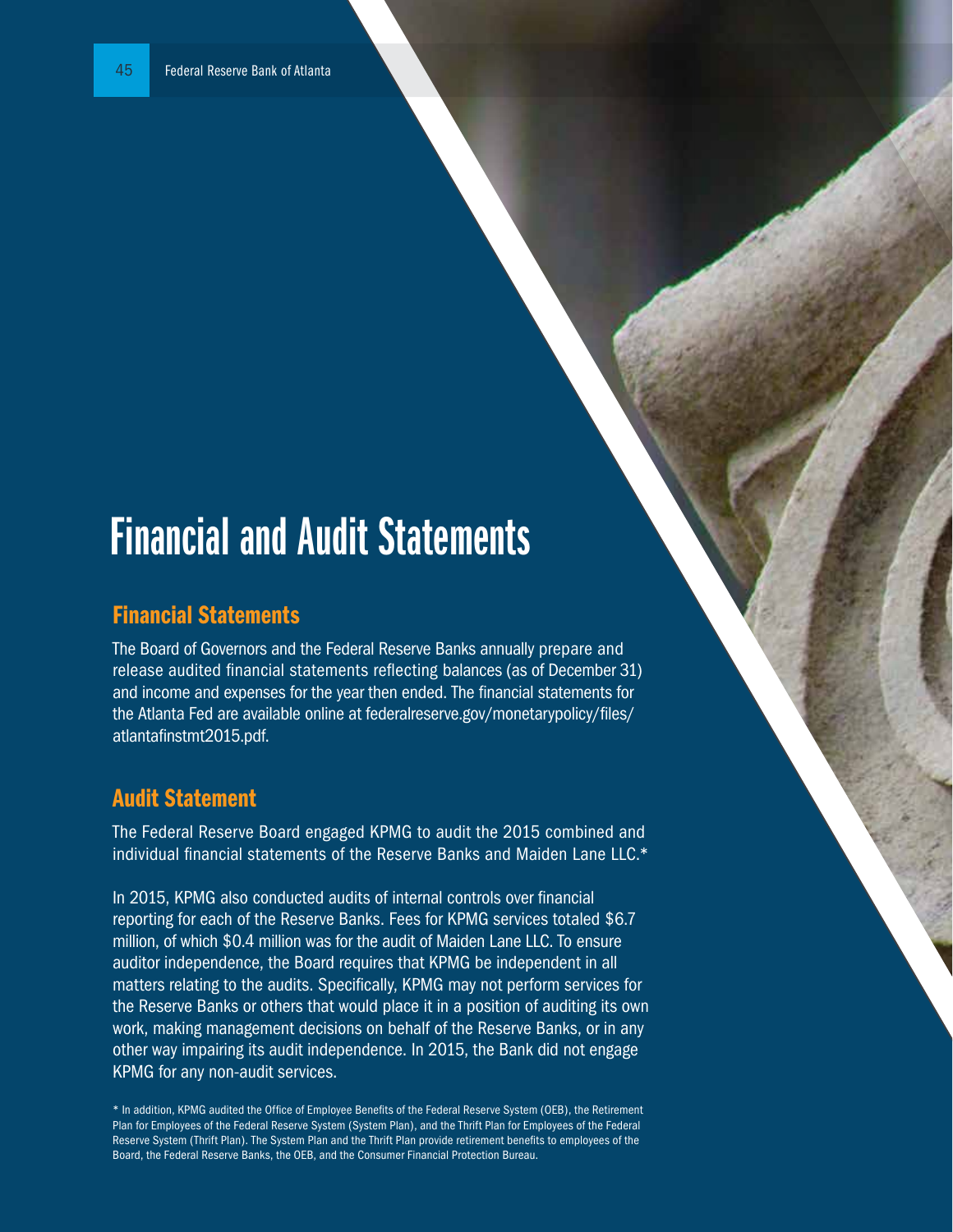# Financial and Audit Statements

## Financial Statements

The Board of Governors and the Federal Reserve Banks annually prepare and release audited financial statements reflecting balances (as of December 31) and income and expenses for the year then ended. The financial statements for the Atlanta Fed are available online at federalreserve.gov/monetarypolicy/files/atlantafinstmt2015.pdf.

## Audit Statement

The Federal Reserve Board engaged KPMG to audit the 2015 combined and individual financial statements of the Reserve Banks and Maiden Lane LLC.*

In 2015, KPMG also conducted audits of internal controls over financial reporting for each of the Reserve Banks. Fees for KPMG services totaled $6.7 million, of which $0.4 million was for the audit of Maiden Lane LLC. To ensure auditor independence, the Board requires that KPMG be independent in all matters relating to the audits. Specifically, KPMG may not perform services for the Reserve Banks or others that would place it in a position of auditing its own work, making management decisions on behalf of the Reserve Banks, or in any other way impairing its audit independence. In 2015, the Bank did not engage KPMG for any non-audit services.

\* In addition, KPMG audited the Office of Employee Benefits of the Federal Reserve System (OEB), the Retirement Plan for Employees of the Federal Reserve System (System Plan), and the Thrift Plan for Employees of the Federal Reserve System (Thrift Plan). The System Plan and the Thrift Plan provide retirement benefits to employees of the Board, the Federal Reserve Banks, the OEB, and the Consumer Financial Protection Bureau.